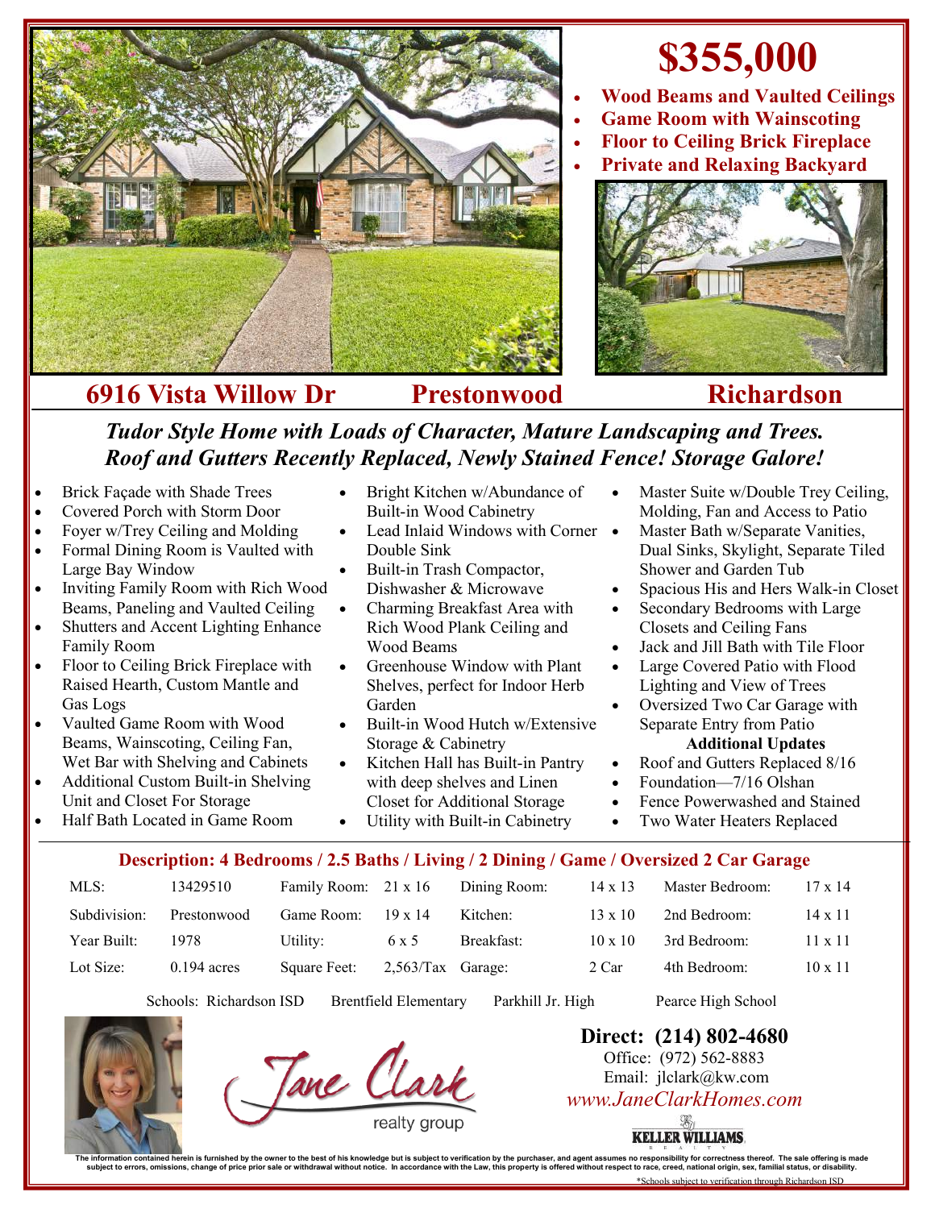# $355,000

- **Wood Beams and Vaulted Ceilings**
- **Game Room with Wainscoting**
- **Floor to Ceiling Brick Fireplace**
- **Private and Relaxing Backyard**

## 6916 Vista Willow Dr — Prestonwood — Richardson

***Tudor Style Home with Loads of Character, Mature Landscaping and Trees. Roof and Gutters Recently Replaced, Newly Stained Fence! Storage Galore!***

- Brick Façade with Shade Trees
- Covered Porch with Storm Door
- Foyer w/Trey Ceiling and Molding
- Formal Dining Room is Vaulted with Large Bay Window
- Inviting Family Room with Rich Wood Beams, Paneling and Vaulted Ceiling
- Shutters and Accent Lighting Enhance Family Room
- Floor to Ceiling Brick Fireplace with Raised Hearth, Custom Mantle and Gas Logs
- Vaulted Game Room with Wood Beams, Wainscoting, Ceiling Fan, Wet Bar with Shelving and Cabinets
- Additional Custom Built-in Shelving Unit and Closet For Storage
- Half Bath Located in Game Room
- Bright Kitchen w/Abundance of Built-in Wood Cabinetry
- Lead Inlaid Windows with Corner Double Sink
- Built-in Trash Compactor, Dishwasher & Microwave
- Charming Breakfast Area with Rich Wood Plank Ceiling and Wood Beams
- Greenhouse Window with Plant Shelves, perfect for Indoor Herb Garden
- Built-in Wood Hutch w/Extensive Storage & Cabinetry
- Kitchen Hall has Built-in Pantry with deep shelves and Linen Closet for Additional Storage
- Utility with Built-in Cabinetry
- Master Suite w/Double Trey Ceiling, Molding, Fan and Access to Patio
- Master Bath w/Separate Vanities, Dual Sinks, Skylight, Separate Tiled Shower and Garden Tub
- Spacious His and Hers Walk-in Closet
- Secondary Bedrooms with Large Closets and Ceiling Fans
- Jack and Jill Bath with Tile Floor
- Large Covered Patio with Flood Lighting and View of Trees
- Oversized Two Car Garage with Separate Entry from Patio

**Additional Updates**

- Roof and Gutters Replaced 8/16
- Foundation—7/16 Olshan
- Fence Powerwashed and Stained
- Two Water Heaters Replaced

**Description: 4 Bedrooms / 2.5 Baths / Living / 2 Dining / Game / Oversized 2 Car Garage**

| MLS: | 13429510 | Family Room: | 21 x 16 | Dining Room: | 14 x 13 | Master Bedroom: | 17 x 14 |
|---|---|---|---|---|---|---|---|
| Subdivision: | Prestonwood | Game Room: | 19 x 14 | Kitchen: | 13 x 10 | 2nd Bedroom: | 14 x 11 |
| Year Built: | 1978 | Utility: | 6 x 5 | Breakfast: | 10 x 10 | 3rd Bedroom: | 11 x 11 |
| Lot Size: | 0.194 acres | Square Feet: | 2,563/Tax | Garage: | 2 Car | 4th Bedroom: | 10 x 11 |

Schools: Richardson ISD — Brentfield Elementary — Parkhill Jr. High — Pearce High School

Jane Clark realty group

**Direct: (214) 802-4680**
Office: (972) 562-8883
Email: jlclark@kw.com
*www.JaneClarkHomes.com*

KELLER WILLIAMS REALTY

The information contained herein is furnished by the owner to the best of his knowledge but is subject to verification by the purchaser, and agent assumes no responsibility for correctness thereof. The sale offering is made subject to errors, omissions, change of price prior sale or withdrawal without notice. In accordance with the Law, this property is offered without respect to race, creed, national origin, sex, familial status, or disability.

*Schools subject to verification through Richardson ISD